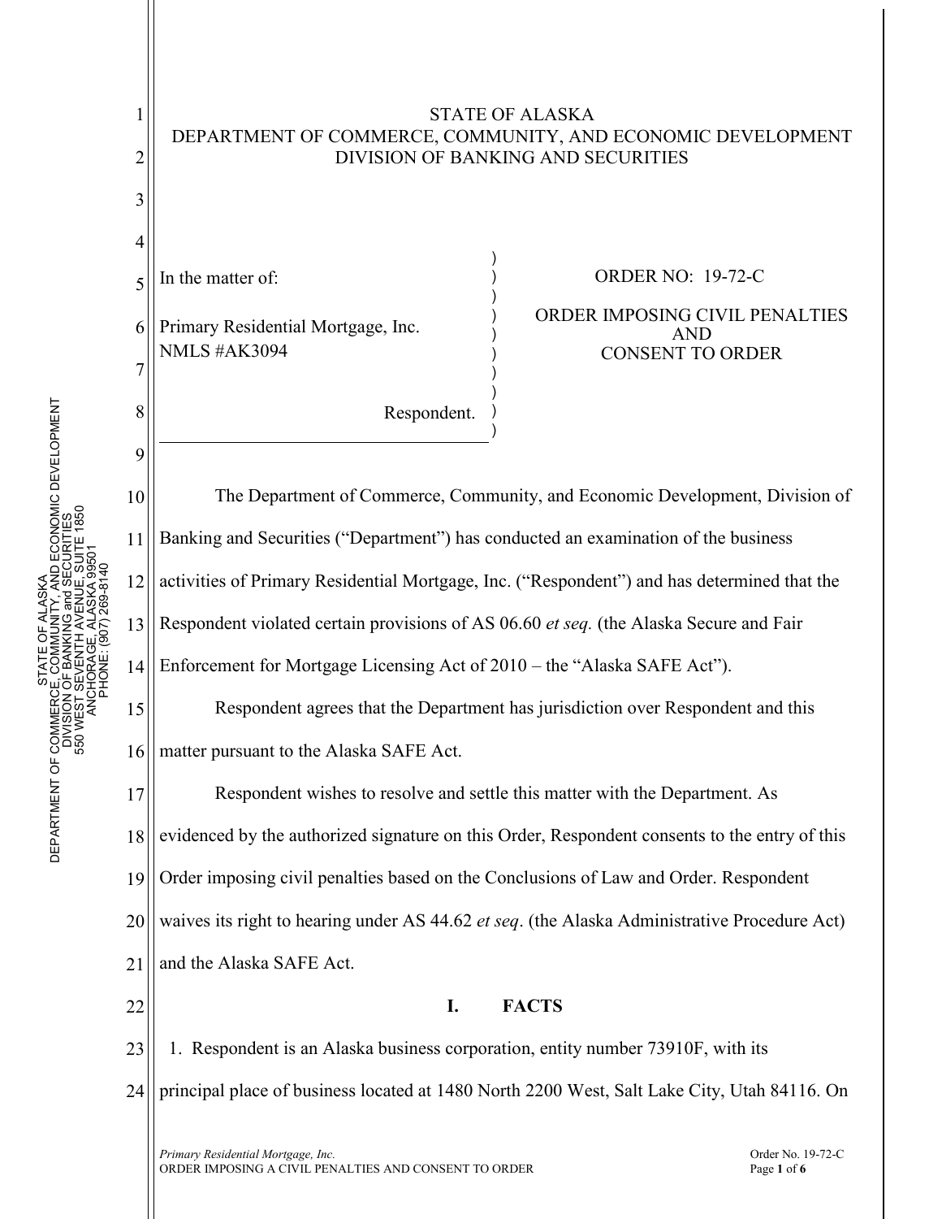STATE OF ALASKA
DEPARTMENT OF COMMERCE, COMMUNITY, AND ECONOMIC DEVELOPMENT
DIVISION OF BANKING AND SECURITIES

In the matter of:

Primary Residential Mortgage, Inc.
NMLS #AK3094

Respondent.

ORDER NO: 19-72-C

ORDER IMPOSING CIVIL PENALTIES
AND
CONSENT TO ORDER

The Department of Commerce, Community, and Economic Development, Division of Banking and Securities ("Department") has conducted an examination of the business activities of Primary Residential Mortgage, Inc. ("Respondent") and has determined that the Respondent violated certain provisions of AS 06.60 *et seq.* (the Alaska Secure and Fair Enforcement for Mortgage Licensing Act of 2010 – the "Alaska SAFE Act").

Respondent agrees that the Department has jurisdiction over Respondent and this matter pursuant to the Alaska SAFE Act.

Respondent wishes to resolve and settle this matter with the Department. As evidenced by the authorized signature on this Order, Respondent consents to the entry of this Order imposing civil penalties based on the Conclusions of Law and Order. Respondent waives its right to hearing under AS 44.62 *et seq*. (the Alaska Administrative Procedure Act) and the Alaska SAFE Act.

## I. FACTS

1. Respondent is an Alaska business corporation, entity number 73910F, with its principal place of business located at 1480 North 2200 West, Salt Lake City, Utah 84116. On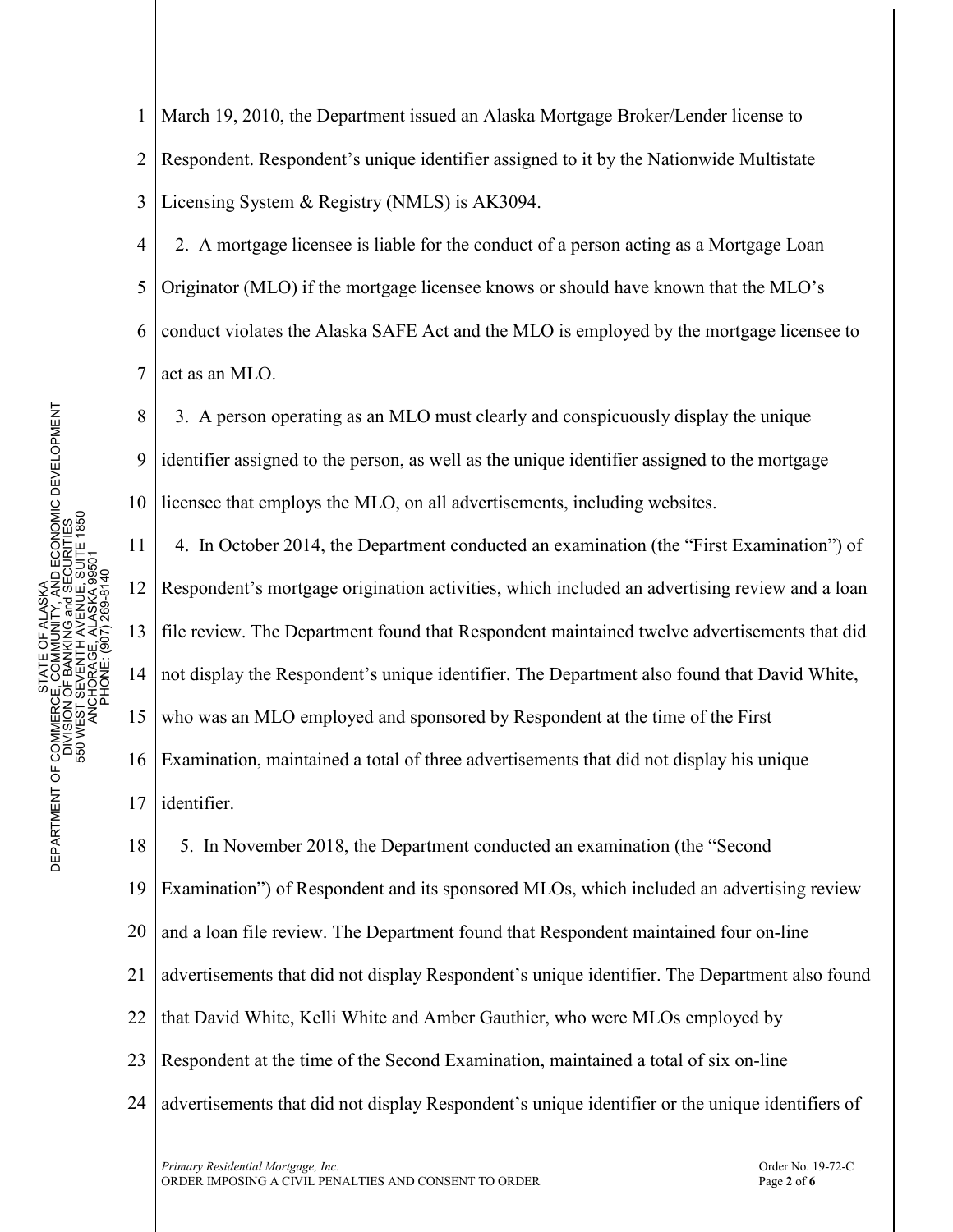March 19, 2010, the Department issued an Alaska Mortgage Broker/Lender license to Respondent. Respondent's unique identifier assigned to it by the Nationwide Multistate Licensing System & Registry (NMLS) is AK3094.

2. A mortgage licensee is liable for the conduct of a person acting as a Mortgage Loan Originator (MLO) if the mortgage licensee knows or should have known that the MLO's conduct violates the Alaska SAFE Act and the MLO is employed by the mortgage licensee to act as an MLO.

3. A person operating as an MLO must clearly and conspicuously display the unique identifier assigned to the person, as well as the unique identifier assigned to the mortgage licensee that employs the MLO, on all advertisements, including websites.

4. In October 2014, the Department conducted an examination (the "First Examination") of Respondent's mortgage origination activities, which included an advertising review and a loan file review. The Department found that Respondent maintained twelve advertisements that did not display the Respondent's unique identifier. The Department also found that David White, who was an MLO employed and sponsored by Respondent at the time of the First Examination, maintained a total of three advertisements that did not display his unique identifier.

5. In November 2018, the Department conducted an examination (the "Second Examination") of Respondent and its sponsored MLOs, which included an advertising review and a loan file review. The Department found that Respondent maintained four on-line advertisements that did not display Respondent's unique identifier. The Department also found that David White, Kelli White and Amber Gauthier, who were MLOs employed by Respondent at the time of the Second Examination, maintained a total of six on-line advertisements that did not display Respondent's unique identifier or the unique identifiers of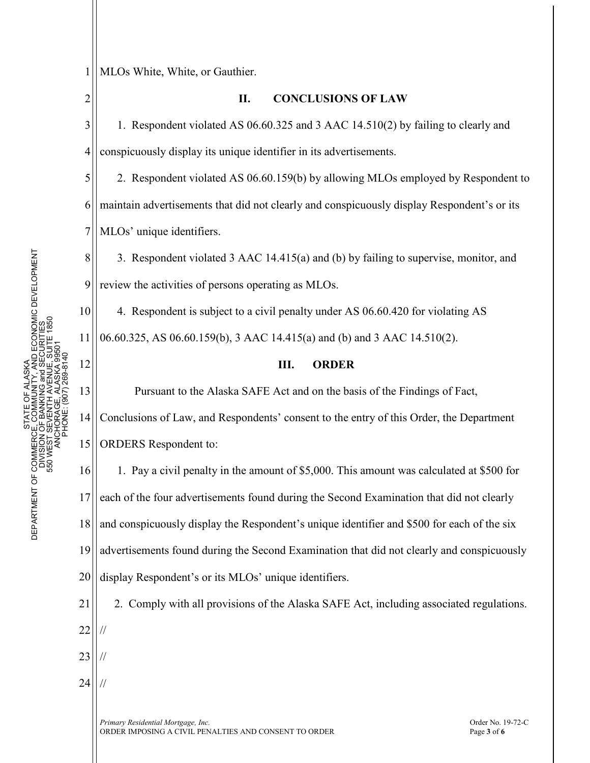MLOs White, White, or Gauthier.

## II. CONCLUSIONS OF LAW

1. Respondent violated AS 06.60.325 and 3 AAC 14.510(2) by failing to clearly and conspicuously display its unique identifier in its advertisements.

2. Respondent violated AS 06.60.159(b) by allowing MLOs employed by Respondent to maintain advertisements that did not clearly and conspicuously display Respondent's or its MLOs' unique identifiers.

3. Respondent violated 3 AAC 14.415(a) and (b) by failing to supervise, monitor, and review the activities of persons operating as MLOs.

4. Respondent is subject to a civil penalty under AS 06.60.420 for violating AS 06.60.325, AS 06.60.159(b), 3 AAC 14.415(a) and (b) and 3 AAC 14.510(2).

## III. ORDER

Pursuant to the Alaska SAFE Act and on the basis of the Findings of Fact, Conclusions of Law, and Respondents' consent to the entry of this Order, the Department ORDERS Respondent to:

1. Pay a civil penalty in the amount of $5,000. This amount was calculated at $500 for each of the four advertisements found during the Second Examination that did not clearly and conspicuously display the Respondent's unique identifier and $500 for each of the six advertisements found during the Second Examination that did not clearly and conspicuously display Respondent's or its MLOs' unique identifiers.

2. Comply with all provisions of the Alaska SAFE Act, including associated regulations.

//

//

//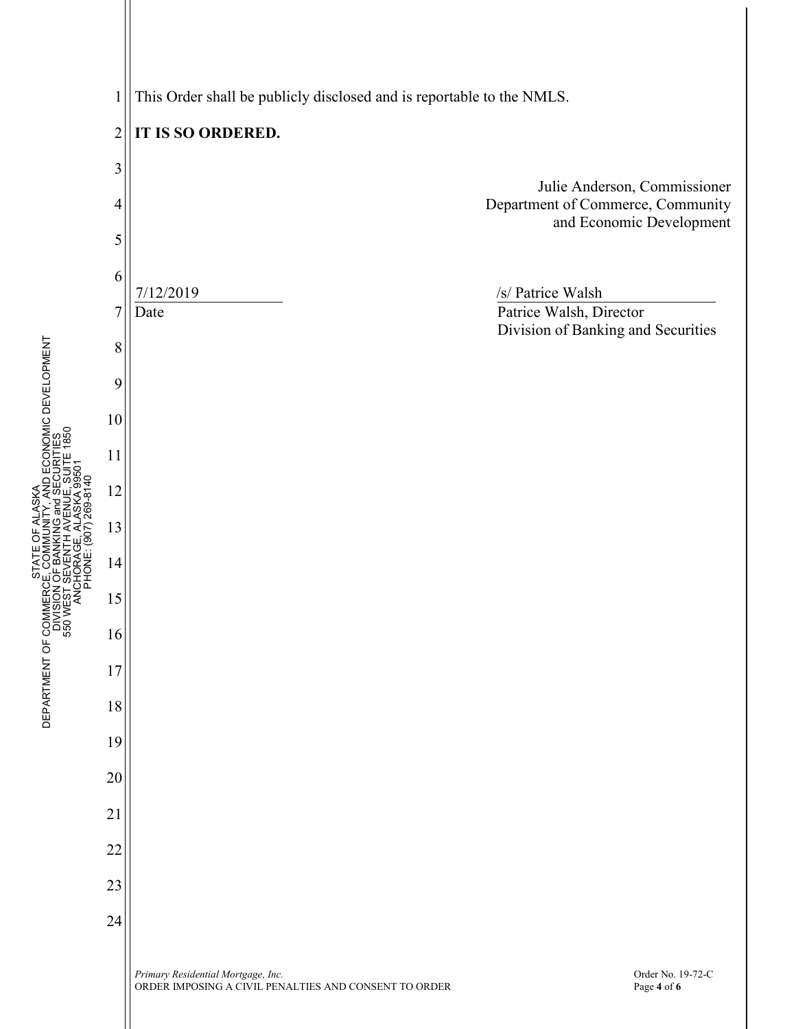This Order shall be publicly disclosed and is reportable to the NMLS.

**IT IS SO ORDERED.**

Julie Anderson, Commissioner
Department of Commerce, Community and Economic Development

7/12/2019
Date

/s/ Patrice Walsh
Patrice Walsh, Director
Division of Banking and Securities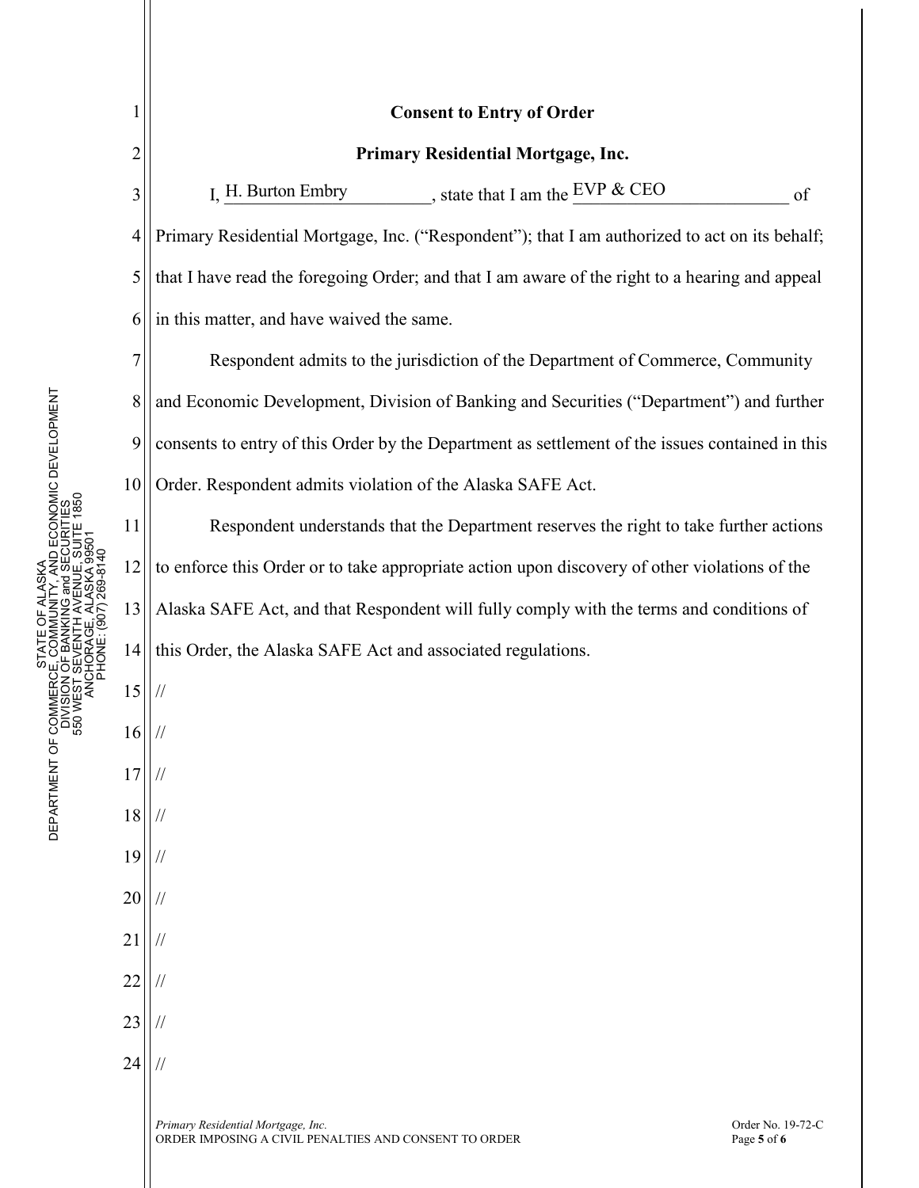**Consent to Entry of Order**

**Primary Residential Mortgage, Inc.**

I, H. Burton Embry, state that I am the EVP & CEO of Primary Residential Mortgage, Inc. ("Respondent"); that I am authorized to act on its behalf; that I have read the foregoing Order; and that I am aware of the right to a hearing and appeal in this matter, and have waived the same.

Respondent admits to the jurisdiction of the Department of Commerce, Community and Economic Development, Division of Banking and Securities ("Department") and further consents to entry of this Order by the Department as settlement of the issues contained in this Order. Respondent admits violation of the Alaska SAFE Act.

Respondent understands that the Department reserves the right to take further actions to enforce this Order or to take appropriate action upon discovery of other violations of the Alaska SAFE Act, and that Respondent will fully comply with the terms and conditions of this Order, the Alaska SAFE Act and associated regulations.

//

//

//

//

//

//

//

//

//

//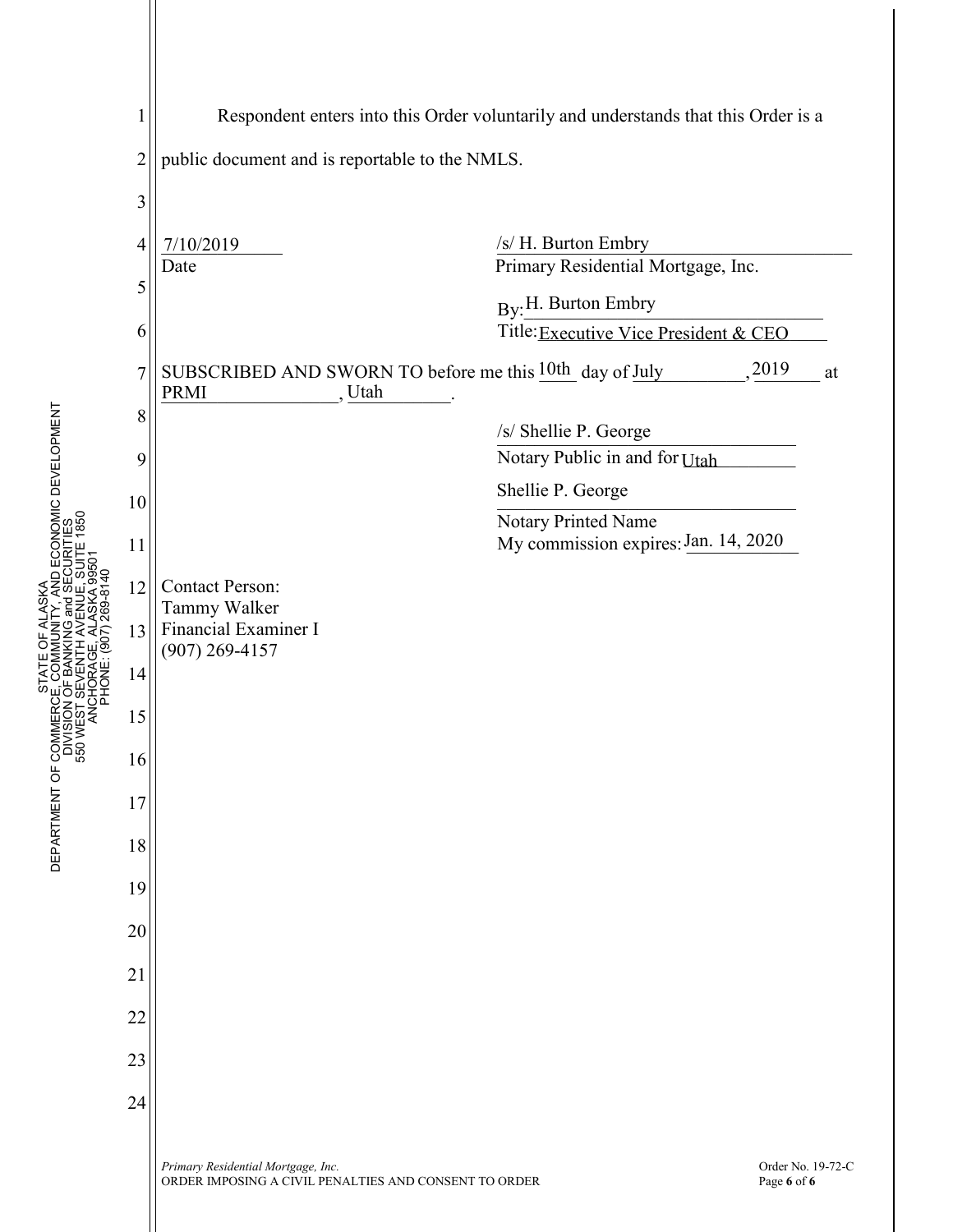Respondent enters into this Order voluntarily and understands that this Order is a public document and is reportable to the NMLS.

7/10/2019
Date

/s/ H. Burton Embry
Primary Residential Mortgage, Inc.

By: H. Burton Embry
Title: Executive Vice President & CEO

SUBSCRIBED AND SWORN TO before me this 10th day of July, 2019 at PRMI, Utah.

/s/ Shellie P. George
Notary Public in and for Utah

Shellie P. George
Notary Printed Name
My commission expires: Jan. 14, 2020

Contact Person:
Tammy Walker
Financial Examiner I
(907) 269-4157